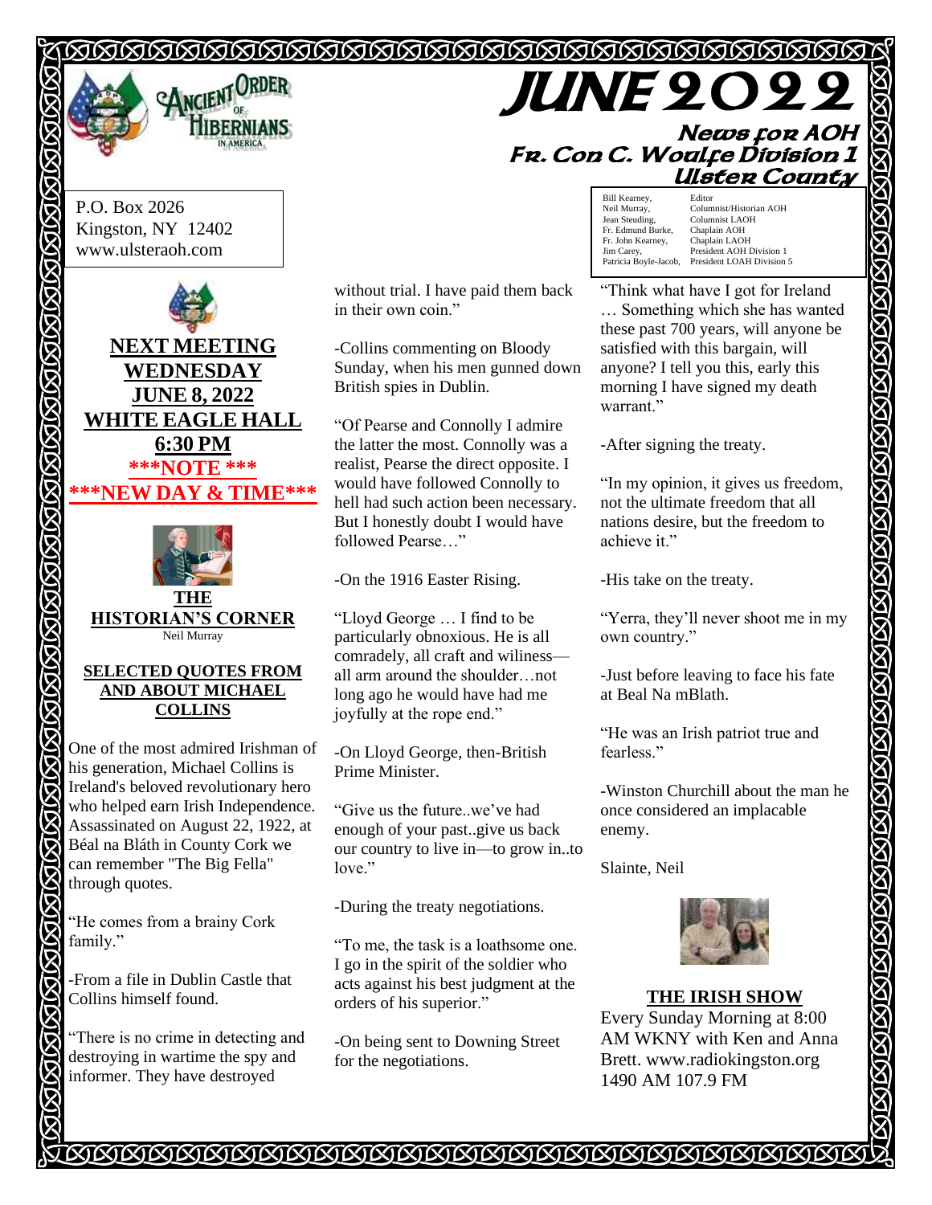# JUNE 2022

## News for AOH Fr. Con C. Woulfe Division 1 Ulster County

Ancient Order of Hibernians in America

P.O. Box 2026
Kingston, NY 12402
www.ulsteraoh.com

| | |
|---|---|
| Bill Kearney, | Editor |
| Neil Murray, | Columnist/Historian AOH |
| Jean Steuding, | Columnist LAOH |
| Fr. Edmund Burke, | Chaplain AOH |
| Fr. John Kearney, | Chaplain LAOH |
| Jim Carey, | President AOH Division 1 |
| Patricia Boyle-Jacob, | President LOAH Division 5 |

**NEXT MEETING**
**WEDNESDAY**
**JUNE 8, 2022**
**WHITE EAGLE HALL**
**6:30 PM**
**\*\*\*NOTE \*\*\***
**\*\*\*NEW DAY & TIME\*\*\***

## THE HISTORIAN'S CORNER

Neil Murray

### SELECTED QUOTES FROM AND ABOUT MICHAEL COLLINS

One of the most admired Irishman of his generation, Michael Collins is Ireland's beloved revolutionary hero who helped earn Irish Independence. Assassinated on August 22, 1922, at Béal na Bláth in County Cork we can remember "The Big Fella" through quotes.

"He comes from a brainy Cork family."

-From a file in Dublin Castle that Collins himself found.

"There is no crime in detecting and destroying in wartime the spy and informer. They have destroyed without trial. I have paid them back in their own coin."

-Collins commenting on Bloody Sunday, when his men gunned down British spies in Dublin.

"Of Pearse and Connolly I admire the latter the most. Connolly was a realist, Pearse the direct opposite. I would have followed Connolly to hell had such action been necessary. But I honestly doubt I would have followed Pearse…"

-On the 1916 Easter Rising.

"Lloyd George … I find to be particularly obnoxious. He is all comradely, all craft and wiliness—all arm around the shoulder…not long ago he would have had me joyfully at the rope end."

-On Lloyd George, then-British Prime Minister.

"Give us the future..we've had enough of your past..give us back our country to live in—to grow in..to love."

-During the treaty negotiations.

"To me, the task is a loathsome one. I go in the spirit of the soldier who acts against his best judgment at the orders of his superior."

-On being sent to Downing Street for the negotiations.

"Think what have I got for Ireland … Something which she has wanted these past 700 years, will anyone be satisfied with this bargain, will anyone? I tell you this, early this morning I have signed my death warrant."

-After signing the treaty.

"In my opinion, it gives us freedom, not the ultimate freedom that all nations desire, but the freedom to achieve it."

-His take on the treaty.

"Yerra, they'll never shoot me in my own country."

-Just before leaving to face his fate at Beal Na mBlath.

"He was an Irish patriot true and fearless."

-Winston Churchill about the man he once considered an implacable enemy.

Slainte, Neil

## THE IRISH SHOW

Every Sunday Morning at 8:00 AM WKNY with Ken and Anna Brett. www.radiokingston.org 1490 AM 107.9 FM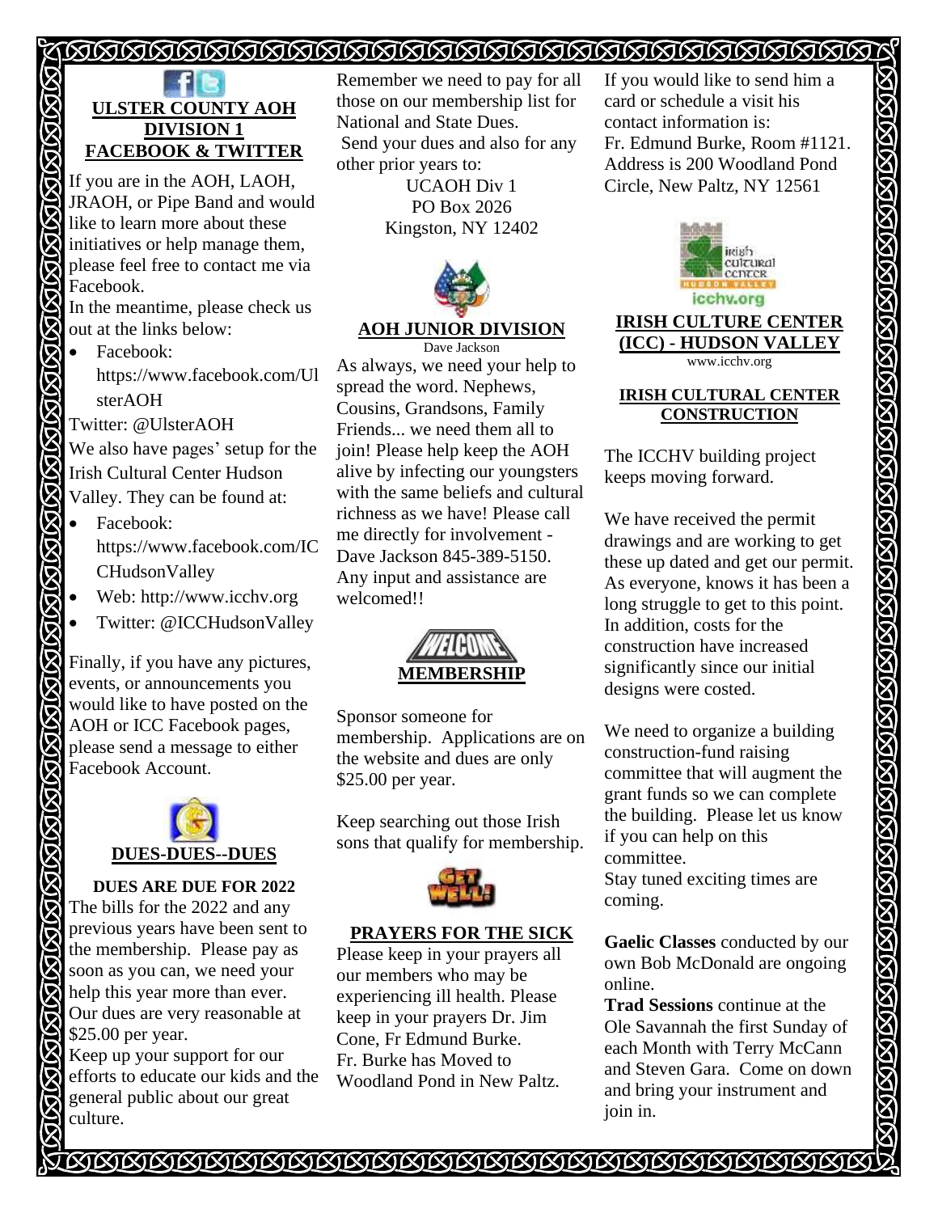## ULSTER COUNTY AOH DIVISION 1 FACEBOOK & TWITTER

If you are in the AOH, LAOH, JRAOH, or Pipe Band and would like to learn more about these initiatives or help manage them, please feel free to contact me via Facebook.

In the meantime, please check us out at the links below:

- Facebook: https://www.facebook.com/UlsterAOH

Twitter: @UlsterAOH

We also have pages' setup for the Irish Cultural Center Hudson Valley. They can be found at:

- Facebook: https://www.facebook.com/ICCHudsonValley
- Web: http://www.icchv.org
- Twitter: @ICCHudsonValley

Finally, if you have any pictures, events, or announcements you would like to have posted on the AOH or ICC Facebook pages, please send a message to either Facebook Account.

## DUES-DUES--DUES

**DUES ARE DUE FOR 2022**

The bills for the 2022 and any previous years have been sent to the membership. Please pay as soon as you can, we need your help this year more than ever. Our dues are very reasonable at $25.00 per year.

Keep up your support for our efforts to educate our kids and the general public about our great culture.

Remember we need to pay for all those on our membership list for National and State Dues.

Send your dues and also for any other prior years to:

UCAOH Div 1
PO Box 2026
Kingston, NY 12402

## AOH JUNIOR DIVISION

Dave Jackson

As always, we need your help to spread the word. Nephews, Cousins, Grandsons, Family Friends... we need them all to join! Please help keep the AOH alive by infecting our youngsters with the same beliefs and cultural richness as we have! Please call me directly for involvement - Dave Jackson 845-389-5150. Any input and assistance are welcomed!!

## MEMBERSHIP

Sponsor someone for membership. Applications are on the website and dues are only $25.00 per year.

Keep searching out those Irish sons that qualify for membership.

## PRAYERS FOR THE SICK

Please keep in your prayers all our members who may be experiencing ill health. Please keep in your prayers Dr. Jim Cone, Fr Edmund Burke.

Fr. Burke has Moved to Woodland Pond in New Paltz.

If you would like to send him a card or schedule a visit his contact information is:

Fr. Edmund Burke, Room #1121. Address is 200 Woodland Pond Circle, New Paltz, NY 12561

## IRISH CULTURE CENTER (ICC) - HUDSON VALLEY

www.icchv.org

### IRISH CULTURAL CENTER CONSTRUCTION

The ICCHV building project keeps moving forward.

We have received the permit drawings and are working to get these up dated and get our permit. As everyone, knows it has been a long struggle to get to this point. In addition, costs for the construction have increased significantly since our initial designs were costed.

We need to organize a building construction-fund raising committee that will augment the grant funds so we can complete the building. Please let us know if you can help on this committee.

Stay tuned exciting times are coming.

**Gaelic Classes** conducted by our own Bob McDonald are ongoing online.

**Trad Sessions** continue at the Ole Savannah the first Sunday of each Month with Terry McCann and Steven Gara. Come on down and bring your instrument and join in.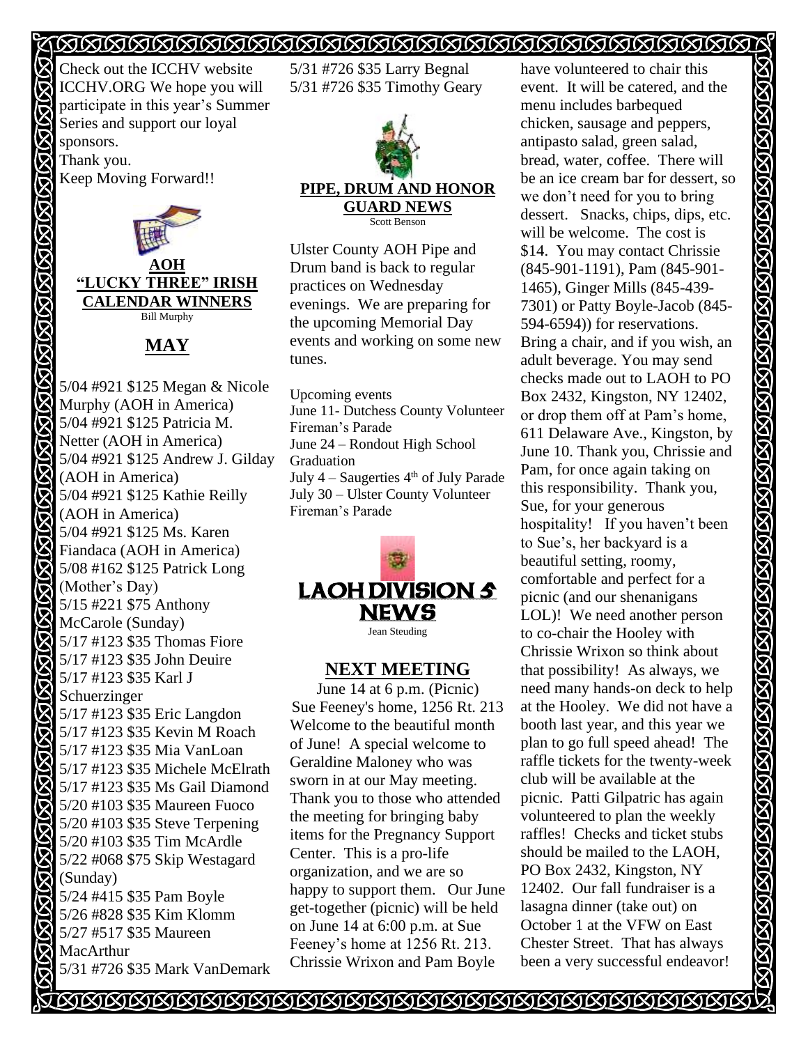Check out the ICCHV website ICCHV.ORG We hope you will participate in this year's Summer Series and support our loyal sponsors.
Thank you.
Keep Moving Forward!!

## AOH "LUCKY THREE" IRISH CALENDAR WINNERS

Bill Murphy

## MAY

5/04 #921 $125 Megan & Nicole Murphy (AOH in America)
5/04 #921 $125 Patricia M. Netter (AOH in America)
5/04 #921 $125 Andrew J. Gilday (AOH in America)
5/04 #921 $125 Kathie Reilly (AOH in America)
5/04 #921 $125 Ms. Karen Fiandaca (AOH in America)
5/08 #162 $125 Patrick Long (Mother's Day)
5/15 #221 $75 Anthony McCarole (Sunday)
5/17 #123 $35 Thomas Fiore
5/17 #123 $35 John Deuire
5/17 #123 $35 Karl J Schuerzinger
5/17 #123 $35 Eric Langdon
5/17 #123 $35 Kevin M Roach
5/17 #123 $35 Mia VanLoan
5/17 #123 $35 Michele McElrath
5/17 #123 $35 Ms Gail Diamond
5/20 #103 $35 Maureen Fuoco
5/20 #103 $35 Steve Terpening
5/20 #103 $35 Tim McArdle
5/22 #068 $75 Skip Westagard (Sunday)
5/24 #415 $35 Pam Boyle
5/26 #828 $35 Kim Klomm
5/27 #517 $35 Maureen MacArthur
5/31 #726 $35 Mark VanDemark
5/31 #726 $35 Larry Begnal
5/31 #726 $35 Timothy Geary

## PIPE, DRUM AND HONOR GUARD NEWS

Scott Benson

Ulster County AOH Pipe and Drum band is back to regular practices on Wednesday evenings. We are preparing for the upcoming Memorial Day events and working on some new tunes.

Upcoming events
June 11- Dutchess County Volunteer Fireman's Parade
June 24 – Rondout High School Graduation
July 4 – Saugerties 4th of July Parade
July 30 – Ulster County Volunteer Fireman's Parade

## LAOH DIVISION 5 NEWS

Jean Steuding

## NEXT MEETING

June 14 at 6 p.m. (Picnic)
Sue Feeney's home, 1256 Rt. 213

Welcome to the beautiful month of June! A special welcome to Geraldine Maloney who was sworn in at our May meeting. Thank you to those who attended the meeting for bringing baby items for the Pregnancy Support Center. This is a pro-life organization, and we are so happy to support them. Our June get-together (picnic) will be held on June 14 at 6:00 p.m. at Sue Feeney's home at 1256 Rt. 213. Chrissie Wrixon and Pam Boyle have volunteered to chair this event. It will be catered, and the menu includes barbequed chicken, sausage and peppers, antipasto salad, green salad, bread, water, coffee. There will be an ice cream bar for dessert, so we don't need for you to bring dessert. Snacks, chips, dips, etc. will be welcome. The cost is $14. You may contact Chrissie (845-901-1191), Pam (845-901-1465), Ginger Mills (845-439-7301) or Patty Boyle-Jacob (845-594-6594)) for reservations. Bring a chair, and if you wish, an adult beverage. You may send checks made out to LAOH to PO Box 2432, Kingston, NY 12402, or drop them off at Pam's home, 611 Delaware Ave., Kingston, by June 10. Thank you, Chrissie and Pam, for once again taking on this responsibility. Thank you, Sue, for your generous hospitality! If you haven't been to Sue's, her backyard is a beautiful setting, roomy, comfortable and perfect for a picnic (and our shenanigans LOL)! We need another person to co-chair the Hooley with Chrissie Wrixon so think about that possibility! As always, we need many hands-on deck to help at the Hooley. We did not have a booth last year, and this year we plan to go full speed ahead! The raffle tickets for the twenty-week club will be available at the picnic. Patti Gilpatric has again volunteered to plan the weekly raffles! Checks and ticket stubs should be mailed to the LAOH, PO Box 2432, Kingston, NY 12402. Our fall fundraiser is a lasagna dinner (take out) on October 1 at the VFW on East Chester Street. That has always been a very successful endeavor!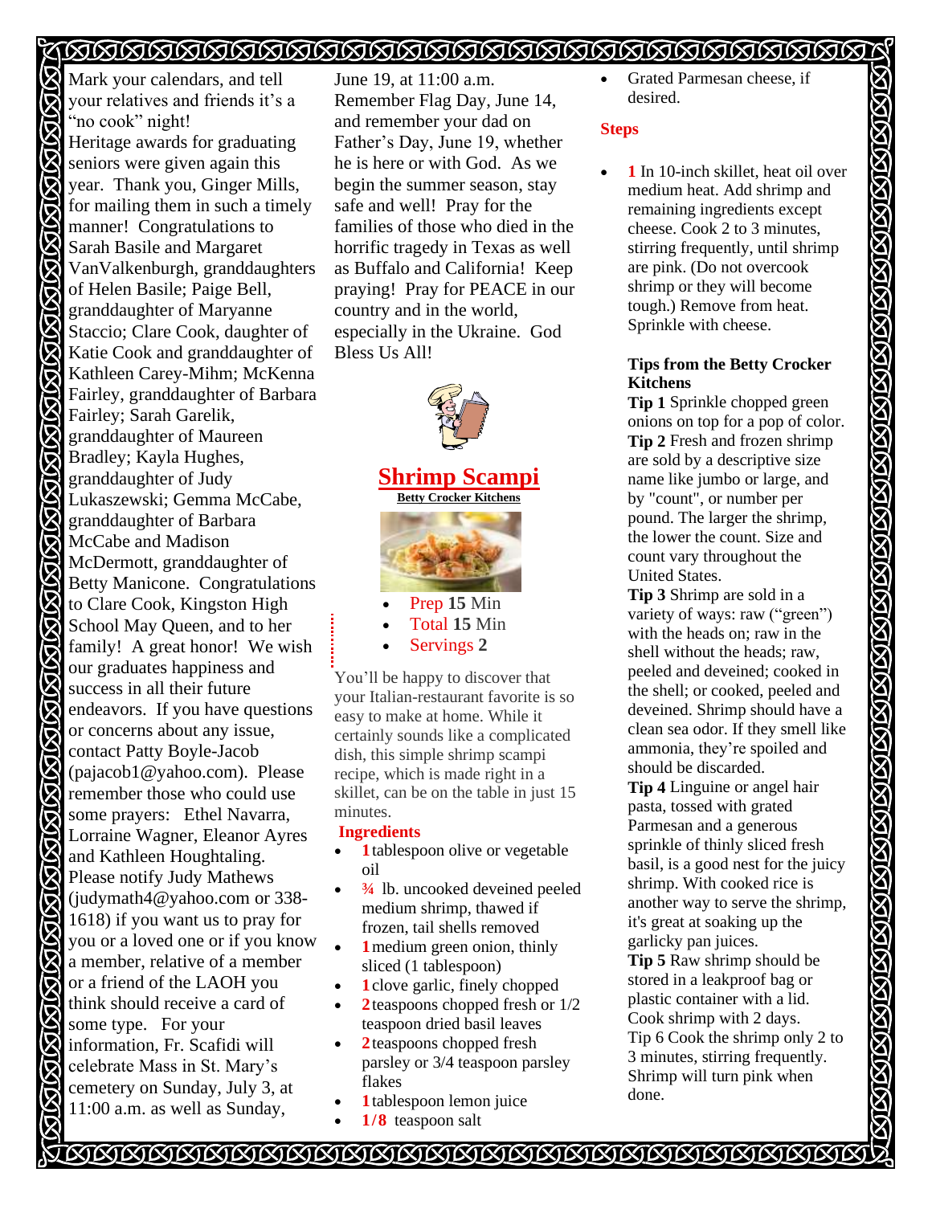Mark your calendars, and tell your relatives and friends it's a "no cook" night!

Heritage awards for graduating seniors were given again this year. Thank you, Ginger Mills, for mailing them in such a timely manner! Congratulations to Sarah Basile and Margaret VanValkenburgh, granddaughters of Helen Basile; Paige Bell, granddaughter of Maryanne Staccio; Clare Cook, daughter of Katie Cook and granddaughter of Kathleen Carey-Mihm; McKenna Fairley, granddaughter of Barbara Fairley; Sarah Garelik, granddaughter of Maureen Bradley; Kayla Hughes, granddaughter of Judy Lukaszewski; Gemma McCabe, granddaughter of Barbara McCabe and Madison McDermott, granddaughter of Betty Manicone. Congratulations to Clare Cook, Kingston High School May Queen, and to her family! A great honor! We wish our graduates happiness and success in all their future endeavors. If you have questions or concerns about any issue, contact Patty Boyle-Jacob (pajacob1@yahoo.com). Please remember those who could use some prayers: Ethel Navarra, Lorraine Wagner, Eleanor Ayres and Kathleen Houghtaling. Please notify Judy Mathews (judymath4@yahoo.com or 338-1618) if you want us to pray for you or a loved one or if you know a member, relative of a member or a friend of the LAOH you think should receive a card of some type. For your information, Fr. Scafidi will celebrate Mass in St. Mary's cemetery on Sunday, July 3, at 11:00 a.m. as well as Sunday, June 19, at 11:00 a.m. Remember Flag Day, June 14, and remember your dad on Father's Day, June 19, whether he is here or with God. As we begin the summer season, stay safe and well! Pray for the families of those who died in the horrific tragedy in Texas as well as Buffalo and California! Keep praying! Pray for PEACE in our country and in the world, especially in the Ukraine. God Bless Us All!

## Shrimp Scampi

**Betty Crocker Kitchens**

- Prep **15** Min
- Total **15** Min
- Servings **2**

You'll be happy to discover that your Italian-restaurant favorite is so easy to make at home. While it certainly sounds like a complicated dish, this simple shrimp scampi recipe, which is made right in a skillet, can be on the table in just 15 minutes.

### Ingredients

- **1** tablespoon olive or vegetable oil
- **¾** lb. uncooked deveined peeled medium shrimp, thawed if frozen, tail shells removed
- **1** medium green onion, thinly sliced (1 tablespoon)
- **1** clove garlic, finely chopped
- **2** teaspoons chopped fresh or 1/2 teaspoon dried basil leaves
- **2** teaspoons chopped fresh parsley or 3/4 teaspoon parsley flakes
- **1** tablespoon lemon juice
- **1/8** teaspoon salt
- Grated Parmesan cheese, if desired.

### Steps

- **1** In 10-inch skillet, heat oil over medium heat. Add shrimp and remaining ingredients except cheese. Cook 2 to 3 minutes, stirring frequently, until shrimp are pink. (Do not overcook shrimp or they will become tough.) Remove from heat. Sprinkle with cheese.

**Tips from the Betty Crocker Kitchens**

**Tip 1** Sprinkle chopped green onions on top for a pop of color.
**Tip 2** Fresh and frozen shrimp are sold by a descriptive size name like jumbo or large, and by "count", or number per pound. The larger the shrimp, the lower the count. Size and count vary throughout the United States.
**Tip 3** Shrimp are sold in a variety of ways: raw ("green") with the heads on; raw in the shell without the heads; raw, peeled and deveined; cooked in the shell; or cooked, peeled and deveined. Shrimp should have a clean sea odor. If they smell like ammonia, they're spoiled and should be discarded.
**Tip 4** Linguine or angel hair pasta, tossed with grated Parmesan and a generous sprinkle of thinly sliced fresh basil, is a good nest for the juicy shrimp. With cooked rice is another way to serve the shrimp, it's great at soaking up the garlicky pan juices.
**Tip 5** Raw shrimp should be stored in a leakproof bag or plastic container with a lid. Cook shrimp with 2 days.
Tip 6 Cook the shrimp only 2 to 3 minutes, stirring frequently. Shrimp will turn pink when done.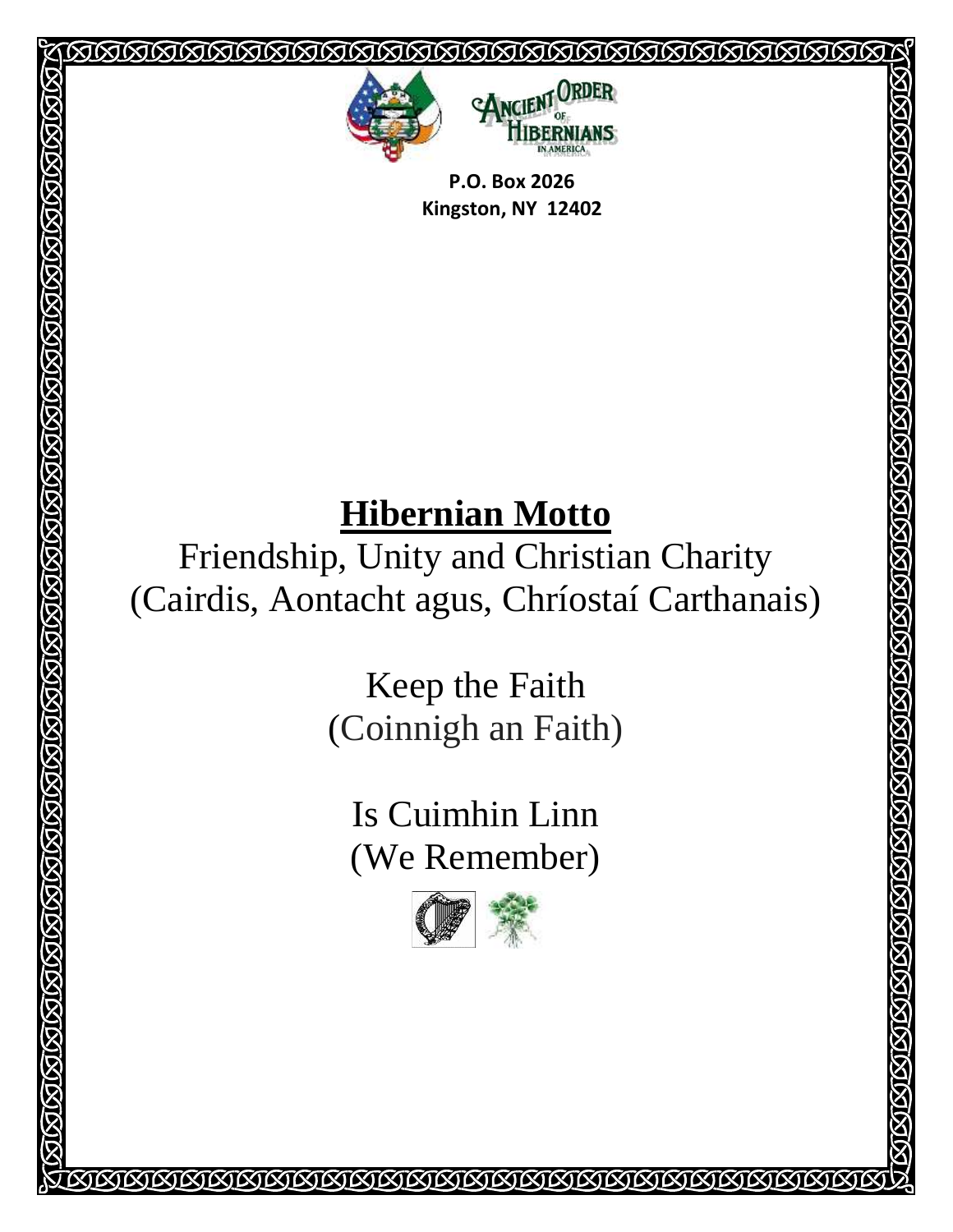**P.O. Box 2026**
**Kingston, NY 12402**

# Hibernian Motto

Friendship, Unity and Christian Charity
(Cairdis, Aontacht agus, Chríostaí Carthanais)

Keep the Faith
(Coinnigh an Faith)

Is Cuimhin Linn
(We Remember)